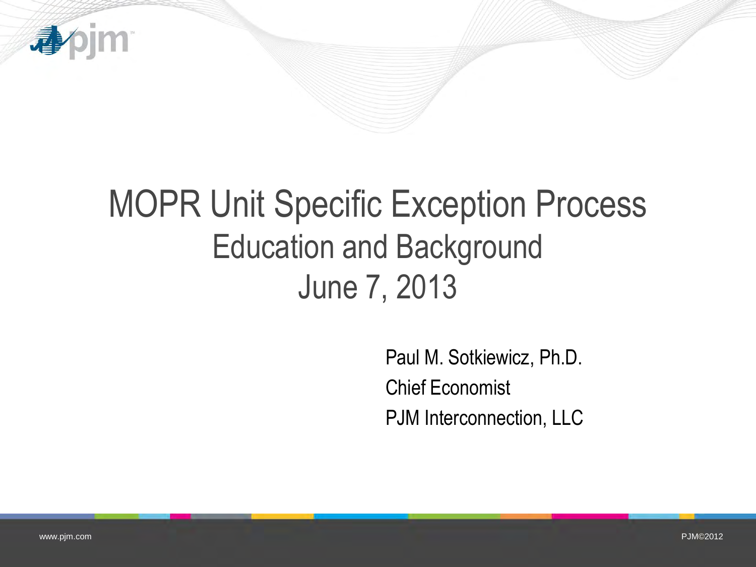# MOPR Unit Specific Exception Process

## Education and Background

## June 7, 2013

Paul M. Sotkiewicz, Ph.D.

Chief Economist

PJM Interconnection, LLC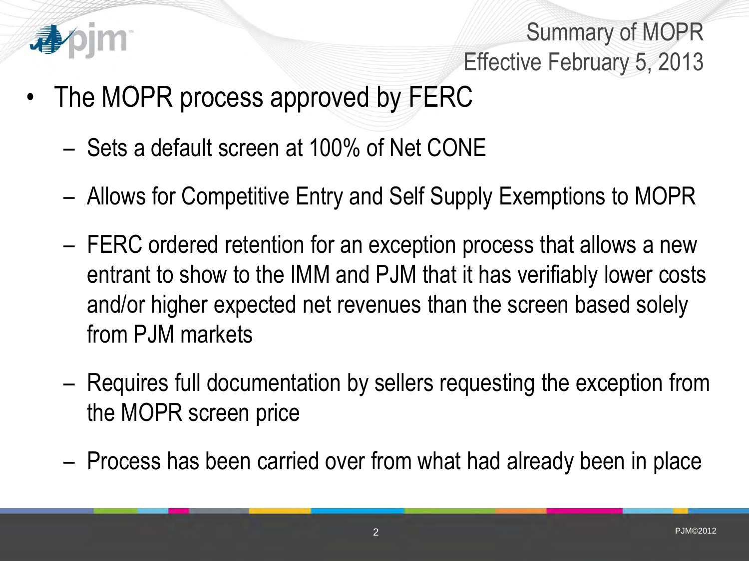## Summary of MOPR Effective February 5, 2013

- The MOPR process approved by FERC
  - Sets a default screen at 100% of Net CONE
  - Allows for Competitive Entry and Self Supply Exemptions to MOPR
  - FERC ordered retention for an exception process that allows a new entrant to show to the IMM and PJM that it has verifiably lower costs and/or higher expected net revenues than the screen based solely from PJM markets
  - Requires full documentation by sellers requesting the exception from the MOPR screen price
  - Process has been carried over from what had already been in place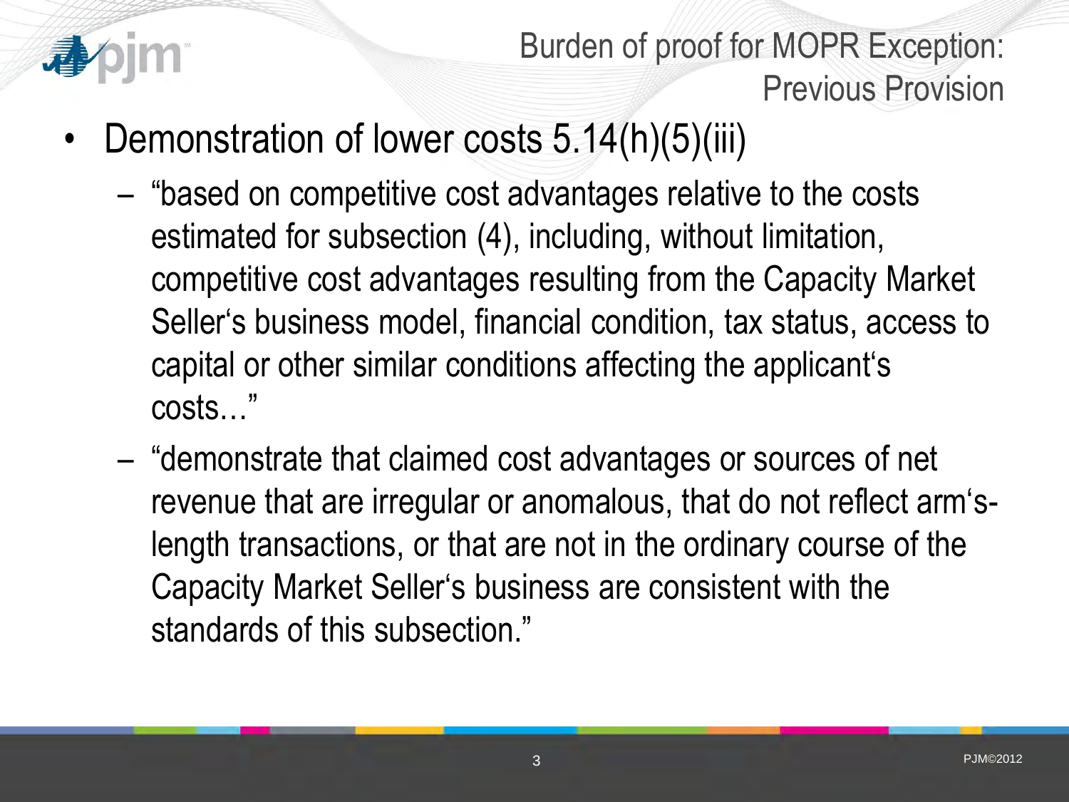# Burden of proof for MOPR Exception: Previous Provision

- Demonstration of lower costs 5.14(h)(5)(iii)
  - "based on competitive cost advantages relative to the costs estimated for subsection (4), including, without limitation, competitive cost advantages resulting from the Capacity Market Seller's business model, financial condition, tax status, access to capital or other similar conditions affecting the applicant's costs…"
  - "demonstrate that claimed cost advantages or sources of net revenue that are irregular or anomalous, that do not reflect arm's-length transactions, or that are not in the ordinary course of the Capacity Market Seller's business are consistent with the standards of this subsection."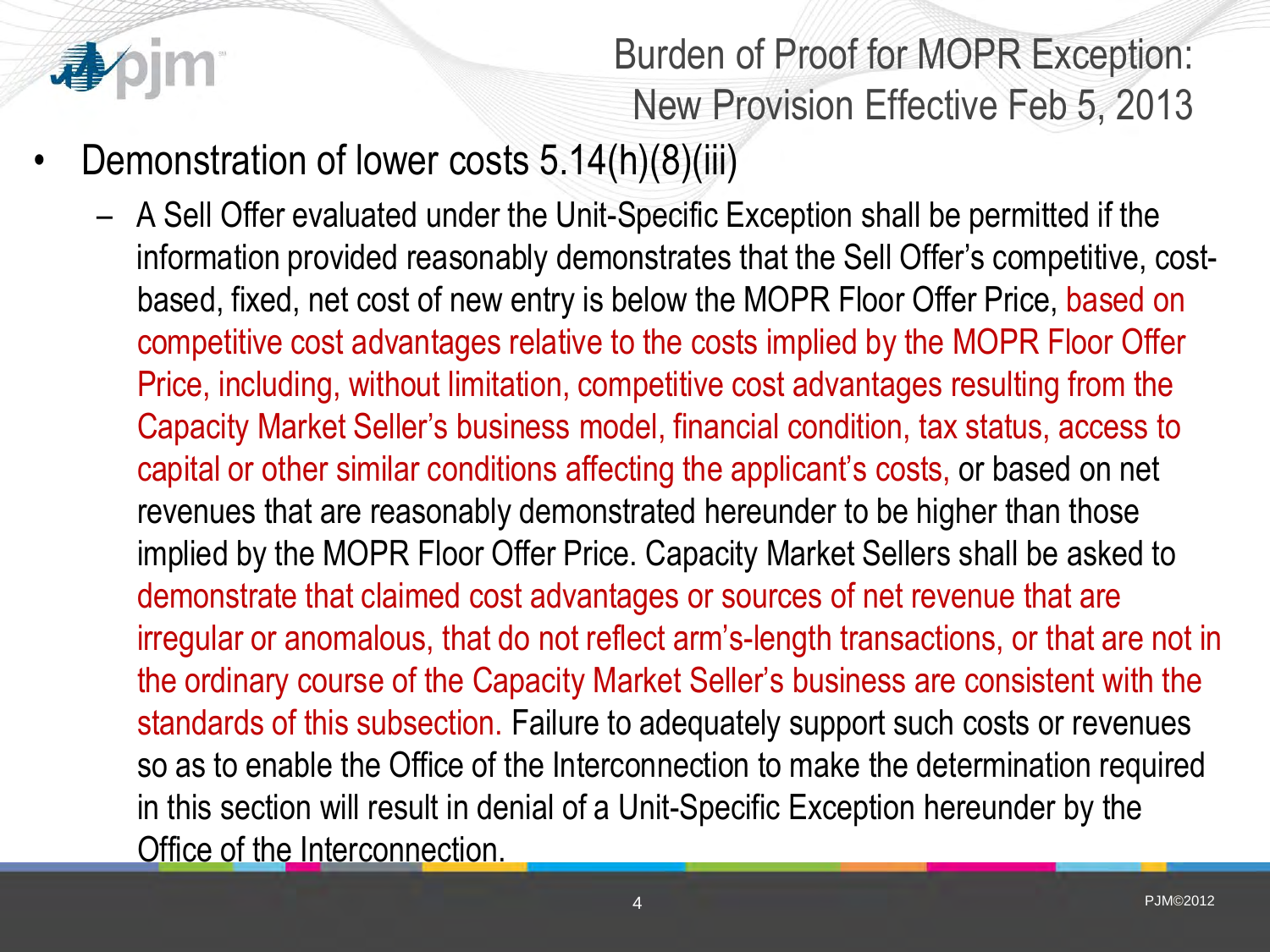# Burden of Proof for MOPR Exception: New Provision Effective Feb 5, 2013

- Demonstration of lower costs 5.14(h)(8)(iii)
  - A Sell Offer evaluated under the Unit-Specific Exception shall be permitted if the information provided reasonably demonstrates that the Sell Offer's competitive, cost-based, fixed, net cost of new entry is below the MOPR Floor Offer Price, based on competitive cost advantages relative to the costs implied by the MOPR Floor Offer Price, including, without limitation, competitive cost advantages resulting from the Capacity Market Seller's business model, financial condition, tax status, access to capital or other similar conditions affecting the applicant's costs, or based on net revenues that are reasonably demonstrated hereunder to be higher than those implied by the MOPR Floor Offer Price. Capacity Market Sellers shall be asked to demonstrate that claimed cost advantages or sources of net revenue that are irregular or anomalous, that do not reflect arm's-length transactions, or that are not in the ordinary course of the Capacity Market Seller's business are consistent with the standards of this subsection. Failure to adequately support such costs or revenues so as to enable the Office of the Interconnection to make the determination required in this section will result in denial of a Unit-Specific Exception hereunder by the Office of the Interconnection.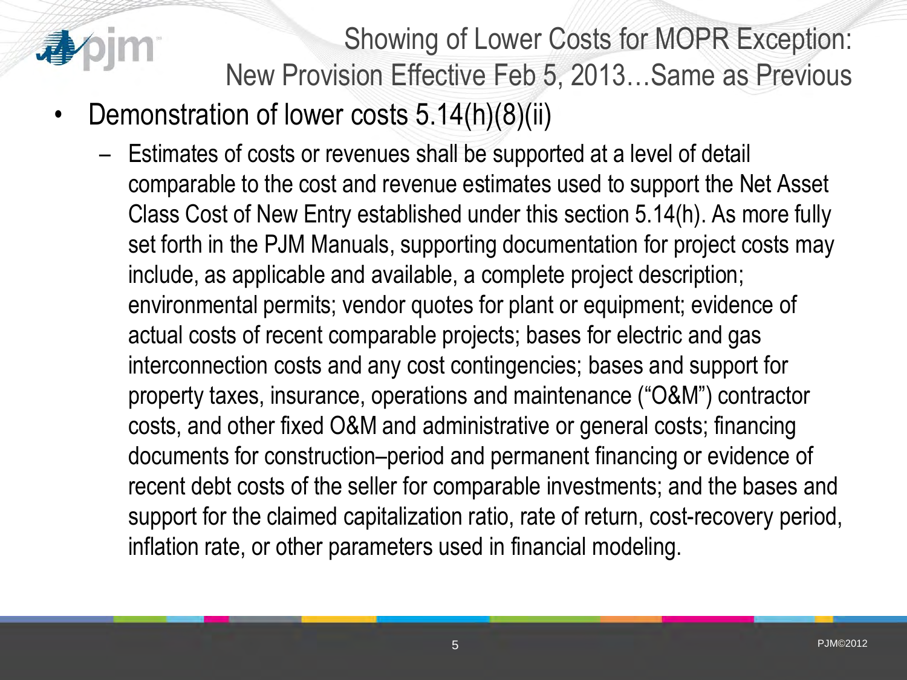# Showing of Lower Costs for MOPR Exception: New Provision Effective Feb 5, 2013…Same as Previous

- Demonstration of lower costs 5.14(h)(8)(ii)
  - Estimates of costs or revenues shall be supported at a level of detail comparable to the cost and revenue estimates used to support the Net Asset Class Cost of New Entry established under this section 5.14(h). As more fully set forth in the PJM Manuals, supporting documentation for project costs may include, as applicable and available, a complete project description; environmental permits; vendor quotes for plant or equipment; evidence of actual costs of recent comparable projects; bases for electric and gas interconnection costs and any cost contingencies; bases and support for property taxes, insurance, operations and maintenance ("O&M") contractor costs, and other fixed O&M and administrative or general costs; financing documents for construction–period and permanent financing or evidence of recent debt costs of the seller for comparable investments; and the bases and support for the claimed capitalization ratio, rate of return, cost-recovery period, inflation rate, or other parameters used in financial modeling.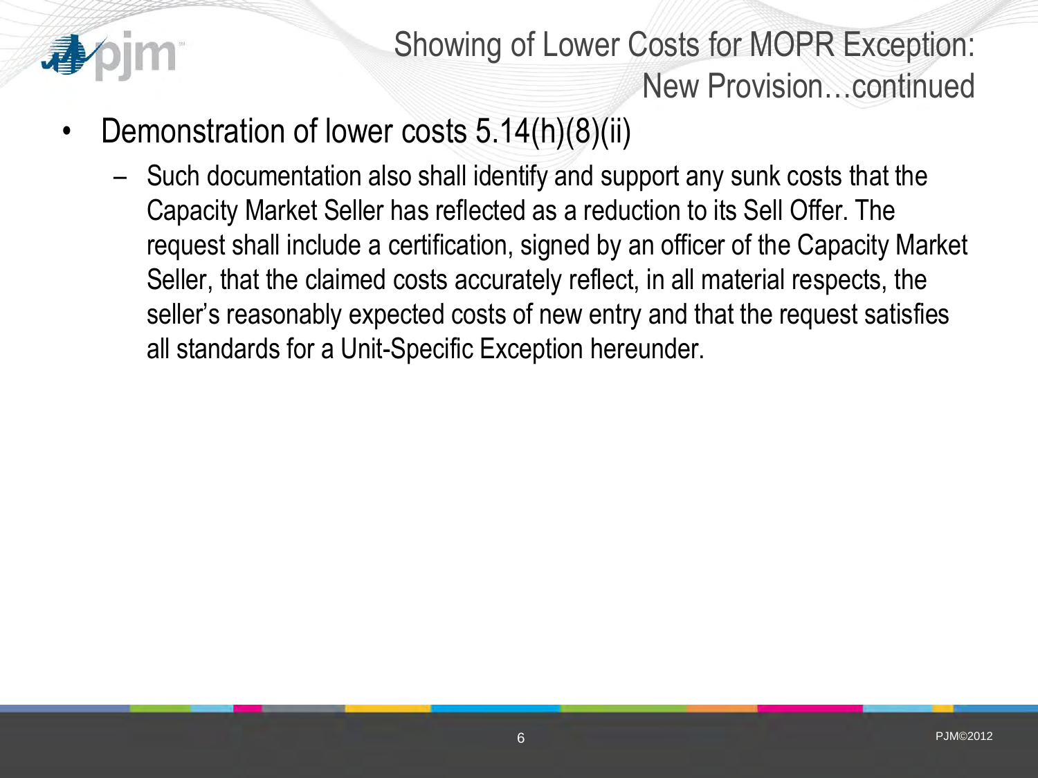# Showing of Lower Costs for MOPR Exception: New Provision…continued

- Demonstration of lower costs 5.14(h)(8)(ii)
  - Such documentation also shall identify and support any sunk costs that the Capacity Market Seller has reflected as a reduction to its Sell Offer. The request shall include a certification, signed by an officer of the Capacity Market Seller, that the claimed costs accurately reflect, in all material respects, the seller's reasonably expected costs of new entry and that the request satisfies all standards for a Unit-Specific Exception hereunder.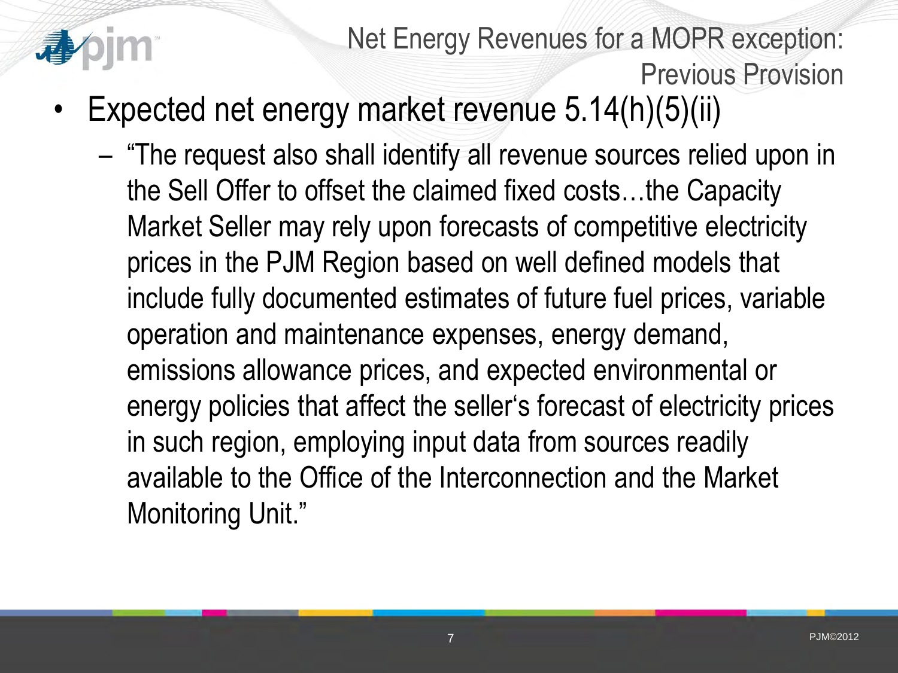# Net Energy Revenues for a MOPR exception: Previous Provision

- Expected net energy market revenue 5.14(h)(5)(ii)
  - "The request also shall identify all revenue sources relied upon in the Sell Offer to offset the claimed fixed costs…the Capacity Market Seller may rely upon forecasts of competitive electricity prices in the PJM Region based on well defined models that include fully documented estimates of future fuel prices, variable operation and maintenance expenses, energy demand, emissions allowance prices, and expected environmental or energy policies that affect the seller's forecast of electricity prices in such region, employing input data from sources readily available to the Office of the Interconnection and the Market Monitoring Unit."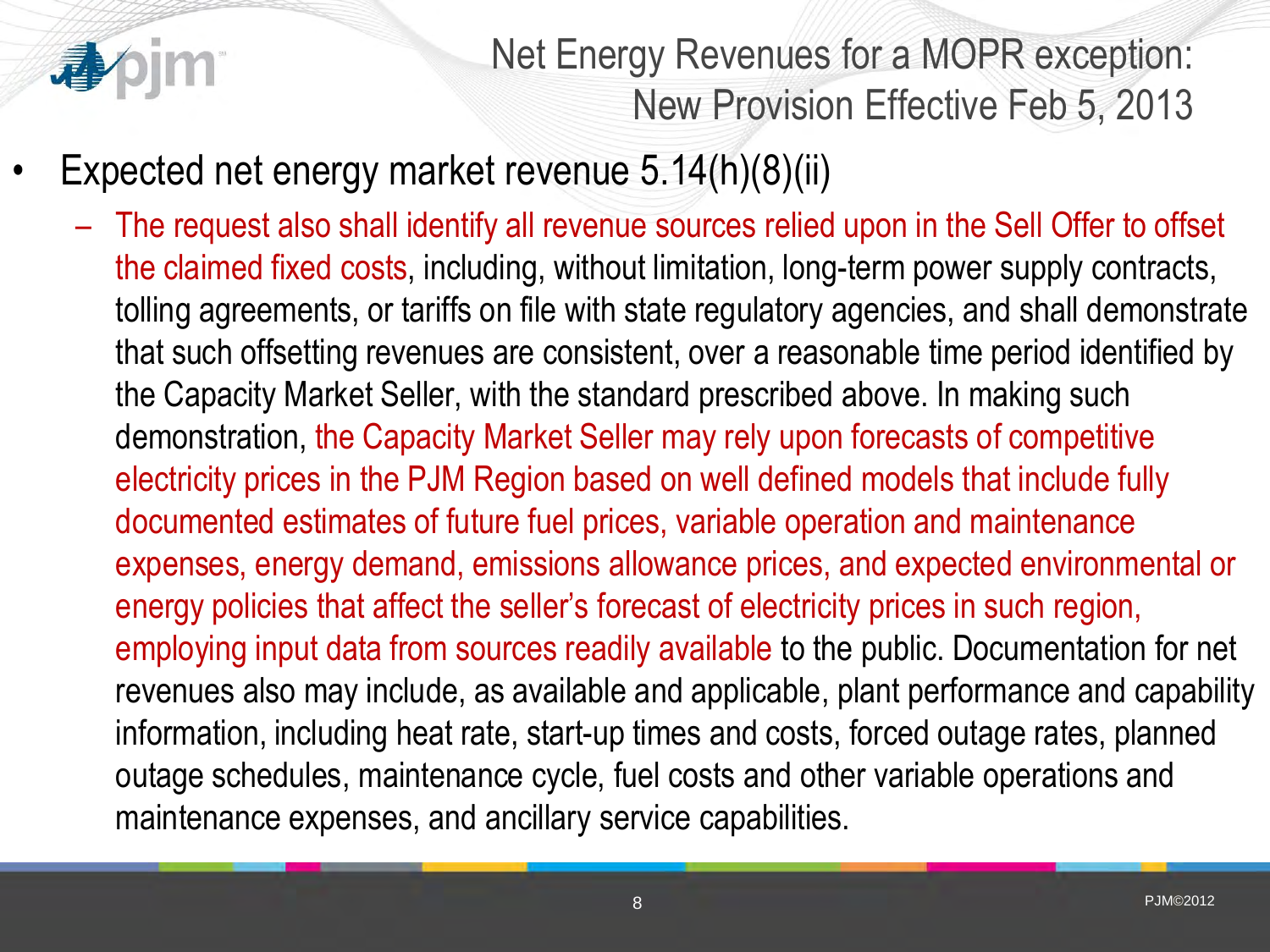# Net Energy Revenues for a MOPR exception: New Provision Effective Feb 5, 2013

- Expected net energy market revenue 5.14(h)(8)(ii)
  - The request also shall identify all revenue sources relied upon in the Sell Offer to offset the claimed fixed costs, including, without limitation, long-term power supply contracts, tolling agreements, or tariffs on file with state regulatory agencies, and shall demonstrate that such offsetting revenues are consistent, over a reasonable time period identified by the Capacity Market Seller, with the standard prescribed above. In making such demonstration, the Capacity Market Seller may rely upon forecasts of competitive electricity prices in the PJM Region based on well defined models that include fully documented estimates of future fuel prices, variable operation and maintenance expenses, energy demand, emissions allowance prices, and expected environmental or energy policies that affect the seller's forecast of electricity prices in such region, employing input data from sources readily available to the public. Documentation for net revenues also may include, as available and applicable, plant performance and capability information, including heat rate, start-up times and costs, forced outage rates, planned outage schedules, maintenance cycle, fuel costs and other variable operations and maintenance expenses, and ancillary service capabilities.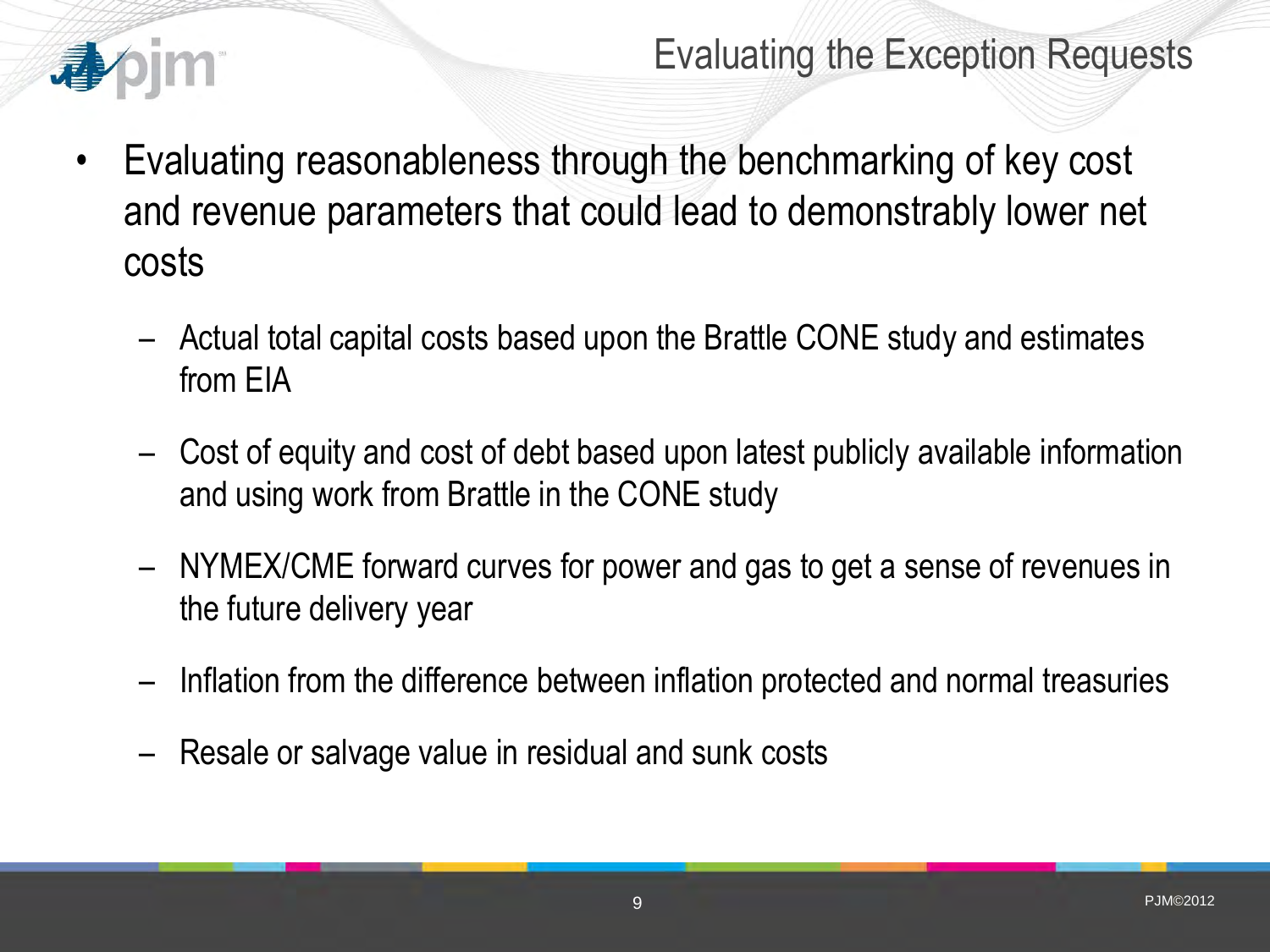# Evaluating the Exception Requests

- Evaluating reasonableness through the benchmarking of key cost and revenue parameters that could lead to demonstrably lower net costs
  - Actual total capital costs based upon the Brattle CONE study and estimates from EIA
  - Cost of equity and cost of debt based upon latest publicly available information and using work from Brattle in the CONE study
  - NYMEX/CME forward curves for power and gas to get a sense of revenues in the future delivery year
  - Inflation from the difference between inflation protected and normal treasuries
  - Resale or salvage value in residual and sunk costs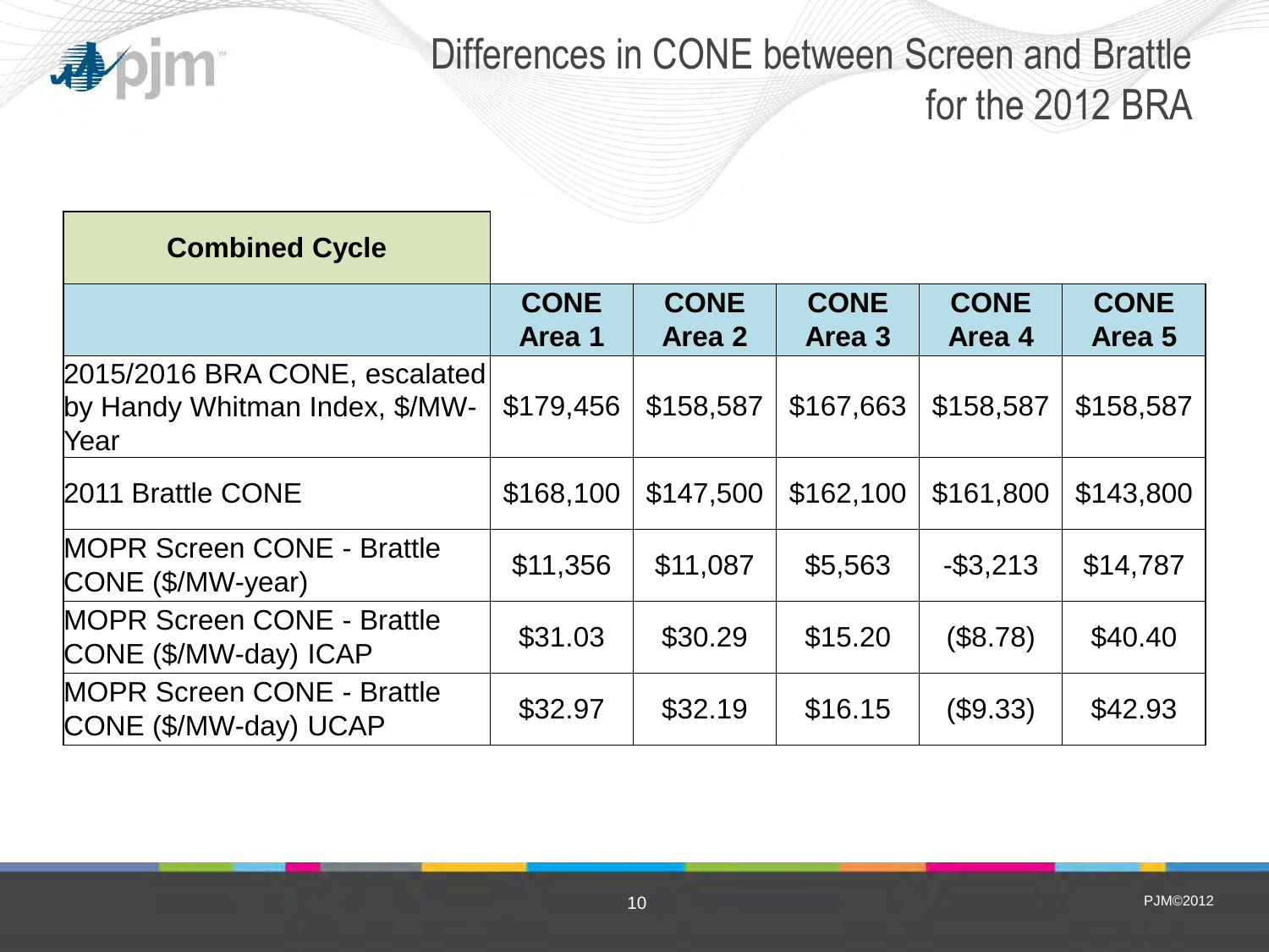# Differences in CONE between Screen and Brattle for the 2012 BRA

| **Combined Cycle** | | | | | |
|---|---|---|---|---|---|
| | **CONE Area 1** | **CONE Area 2** | **CONE Area 3** | **CONE Area 4** | **CONE Area 5** |
| 2015/2016 BRA CONE, escalated by Handy Whitman Index, $/MW-Year | $179,456 | $158,587 | $167,663 | $158,587 | $158,587 |
| 2011 Brattle CONE | $168,100 | $147,500 | $162,100 | $161,800 | $143,800 |
| MOPR Screen CONE - Brattle CONE ($/MW-year) | $11,356 | $11,087 | $5,563 | -$3,213 | $14,787 |
| MOPR Screen CONE - Brattle CONE ($/MW-day) ICAP | $31.03 | $30.29 | $15.20 | ($8.78) | $40.40 |
| MOPR Screen CONE - Brattle CONE ($/MW-day) UCAP | $32.97 | $32.19 | $16.15 | ($9.33) | $42.93 |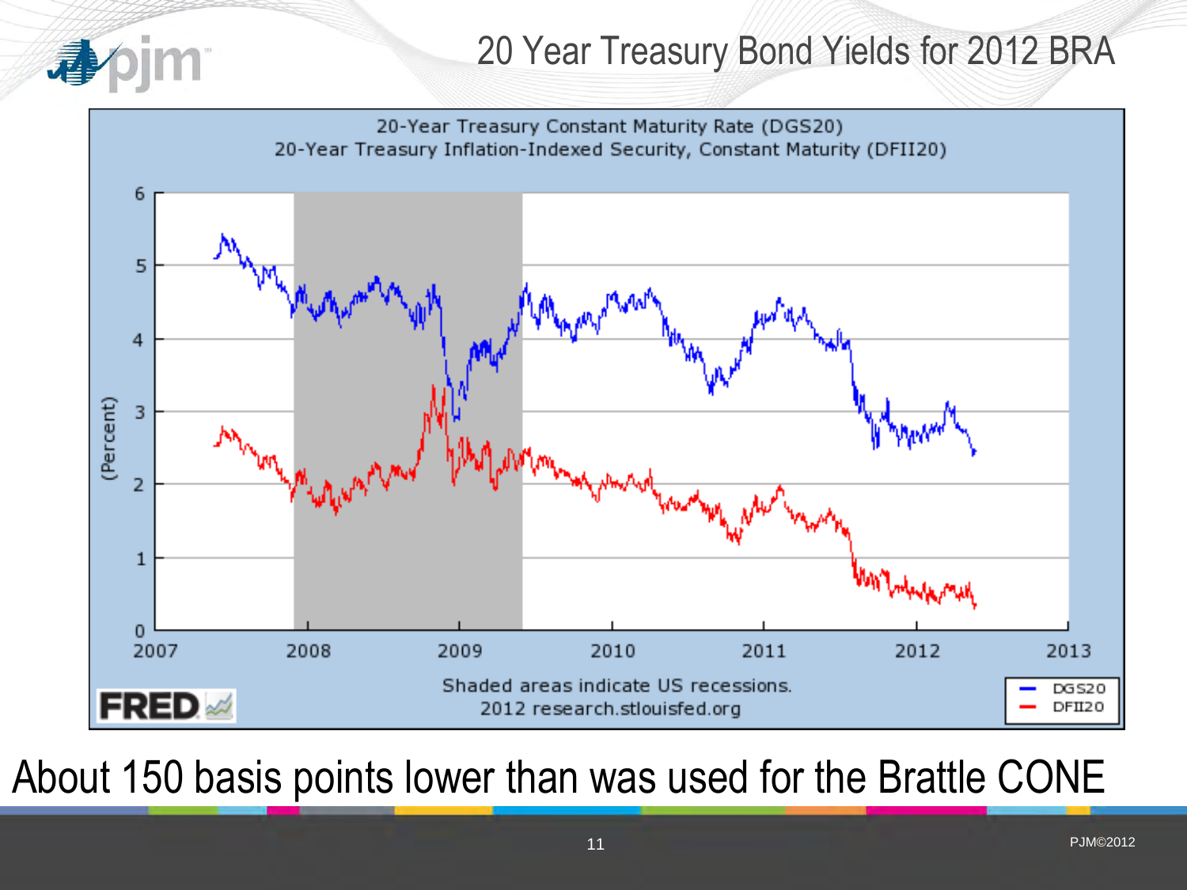# 20 Year Treasury Bond Yields for 2012 BRA

20-Year Treasury Constant Maturity Rate (DGS20)
20-Year Treasury Inflation-Indexed Security, Constant Maturity (DFII20)

Shaded areas indicate US recessions.
2012 research.stlouisfed.org

About 150 basis points lower than was used for the Brattle CONE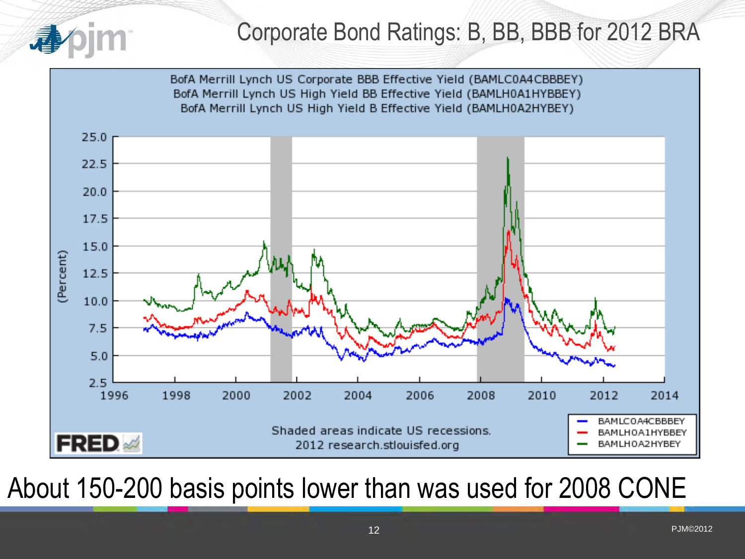# Corporate Bond Ratings: B, BB, BBB for 2012 BRA

BofA Merrill Lynch US Corporate BBB Effective Yield (BAMLC0A4CBBBEY)
BofA Merrill Lynch US High Yield BB Effective Yield (BAMLH0A1HYBBEY)
BofA Merrill Lynch US High Yield B Effective Yield (BAMLH0A2HYBEY)

Shaded areas indicate US recessions.
2012 research.stlouisfed.org

About 150-200 basis points lower than was used for 2008 CONE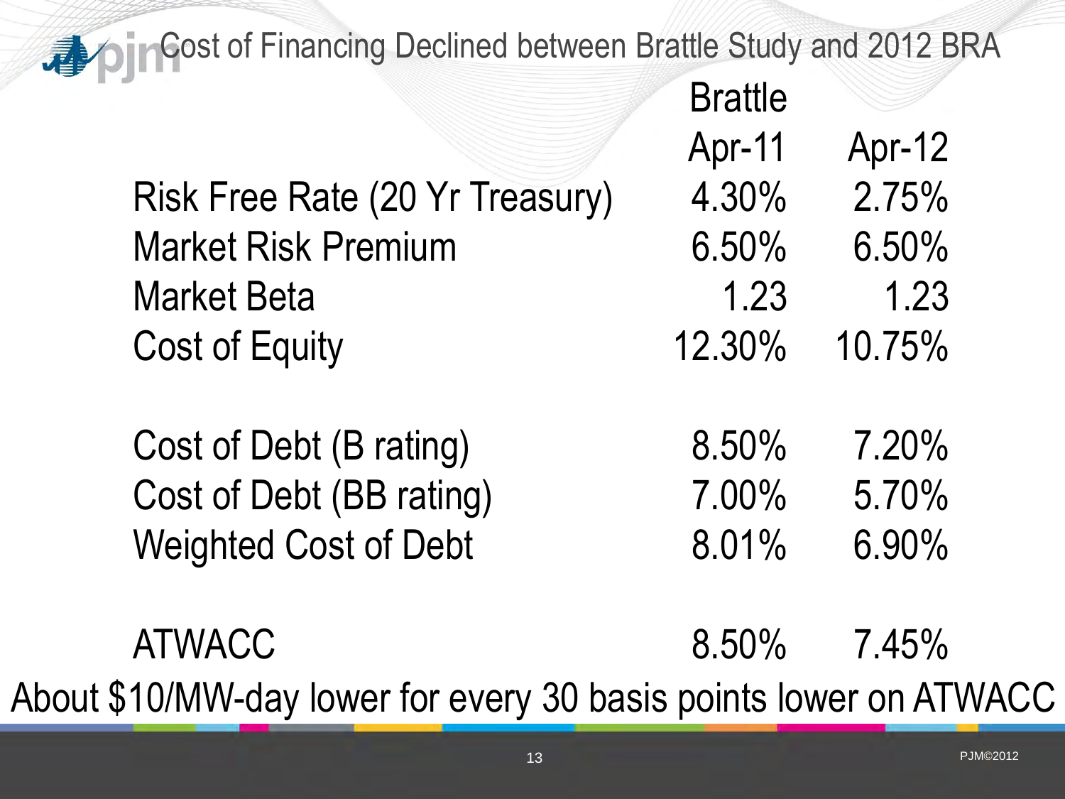# Cost of Financing Declined between Brattle Study and 2012 BRA

| | Brattle Apr-11 | Apr-12 |
|---|---|---|
| Risk Free Rate (20 Yr Treasury) | 4.30% | 2.75% |
| Market Risk Premium | 6.50% | 6.50% |
| Market Beta | 1.23 | 1.23 |
| Cost of Equity | 12.30% | 10.75% |
| | | |
| Cost of Debt (B rating) | 8.50% | 7.20% |
| Cost of Debt (BB rating) | 7.00% | 5.70% |
| Weighted Cost of Debt | 8.01% | 6.90% |
| | | |
| ATWACC | 8.50% | 7.45% |

About $10/MW-day lower for every 30 basis points lower on ATWACC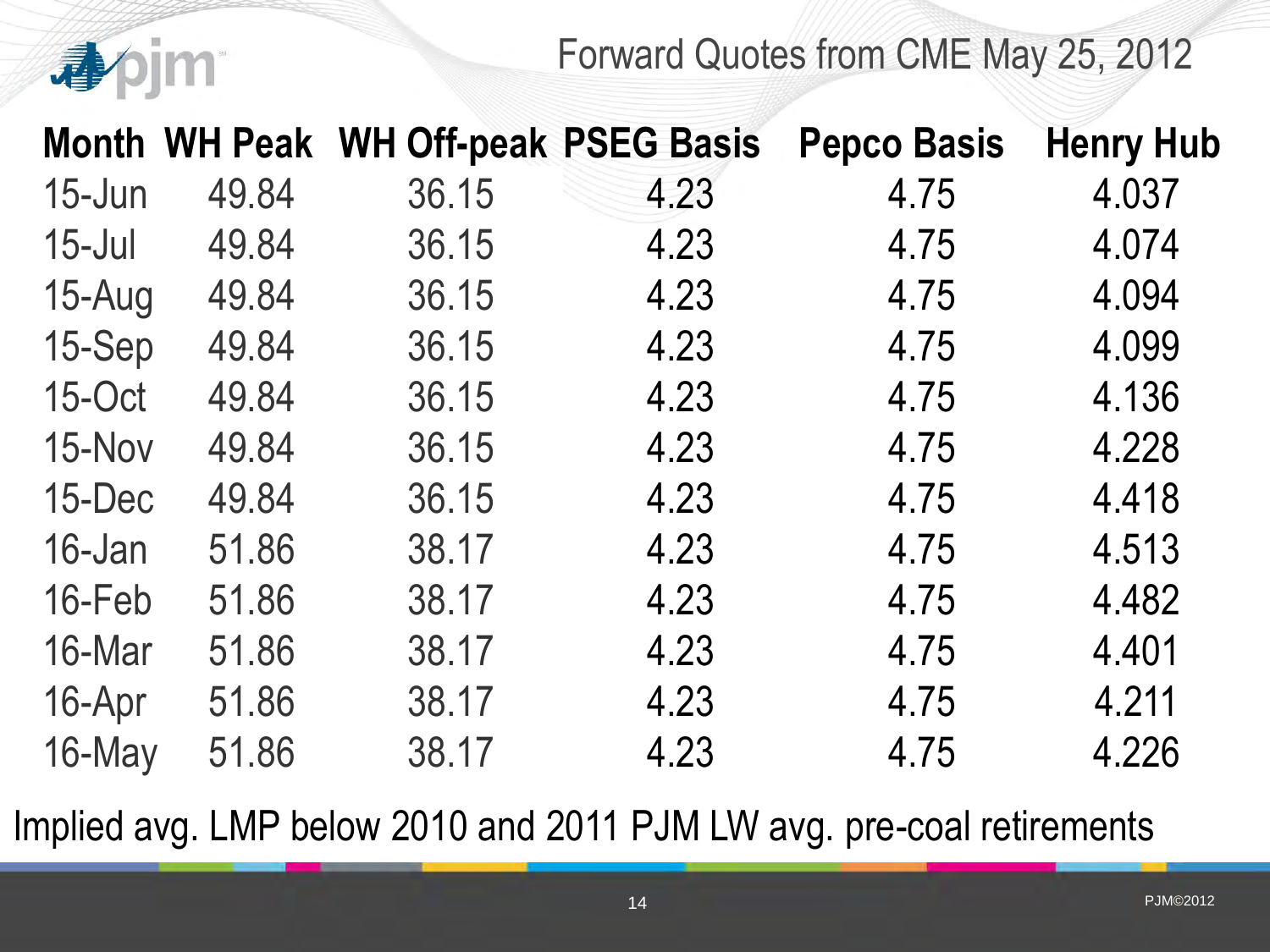# Forward Quotes from CME May 25, 2012

| Month | WH Peak | WH Off-peak | PSEG Basis | Pepco Basis | Henry Hub |
|---|---|---|---|---|---|
| 15-Jun | 49.84 | 36.15 | 4.23 | 4.75 | 4.037 |
| 15-Jul | 49.84 | 36.15 | 4.23 | 4.75 | 4.074 |
| 15-Aug | 49.84 | 36.15 | 4.23 | 4.75 | 4.094 |
| 15-Sep | 49.84 | 36.15 | 4.23 | 4.75 | 4.099 |
| 15-Oct | 49.84 | 36.15 | 4.23 | 4.75 | 4.136 |
| 15-Nov | 49.84 | 36.15 | 4.23 | 4.75 | 4.228 |
| 15-Dec | 49.84 | 36.15 | 4.23 | 4.75 | 4.418 |
| 16-Jan | 51.86 | 38.17 | 4.23 | 4.75 | 4.513 |
| 16-Feb | 51.86 | 38.17 | 4.23 | 4.75 | 4.482 |
| 16-Mar | 51.86 | 38.17 | 4.23 | 4.75 | 4.401 |
| 16-Apr | 51.86 | 38.17 | 4.23 | 4.75 | 4.211 |
| 16-May | 51.86 | 38.17 | 4.23 | 4.75 | 4.226 |

Implied avg. LMP below 2010 and 2011 PJM LW avg. pre-coal retirements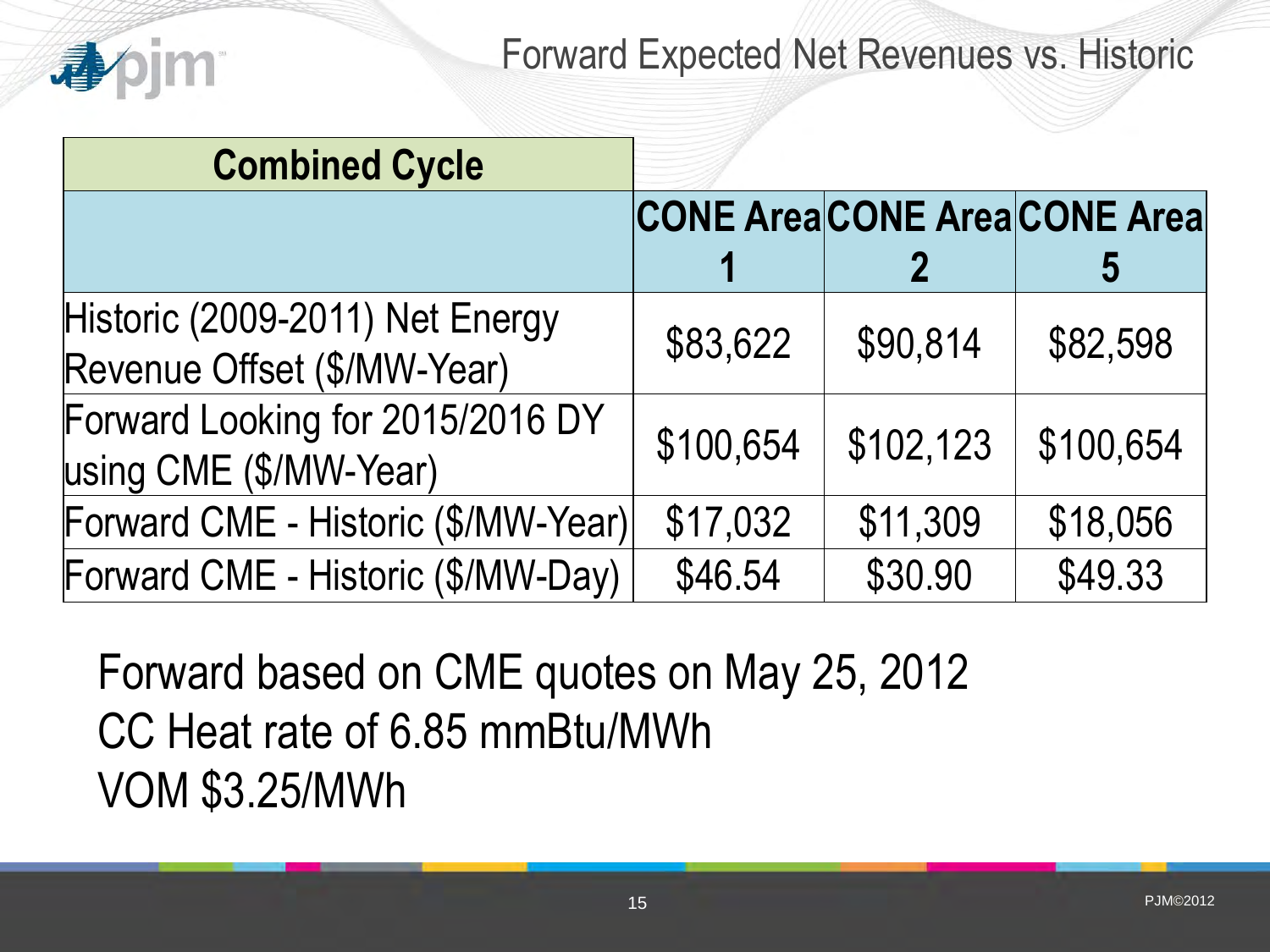# Forward Expected Net Revenues vs. Historic

| Combined Cycle | CONE Area 1 | CONE Area 2 | CONE Area 5 |
|---|---|---|---|
| Historic (2009-2011) Net Energy Revenue Offset ($/MW-Year) | $83,622 | $90,814 | $82,598 |
| Forward Looking for 2015/2016 DY using CME ($/MW-Year) | $100,654 | $102,123 | $100,654 |
| Forward CME - Historic ($/MW-Year) | $17,032 | $11,309 | $18,056 |
| Forward CME - Historic ($/MW-Day) | $46.54 | $30.90 | $49.33 |

Forward based on CME quotes on May 25, 2012
CC Heat rate of 6.85 mmBtu/MWh
VOM $3.25/MWh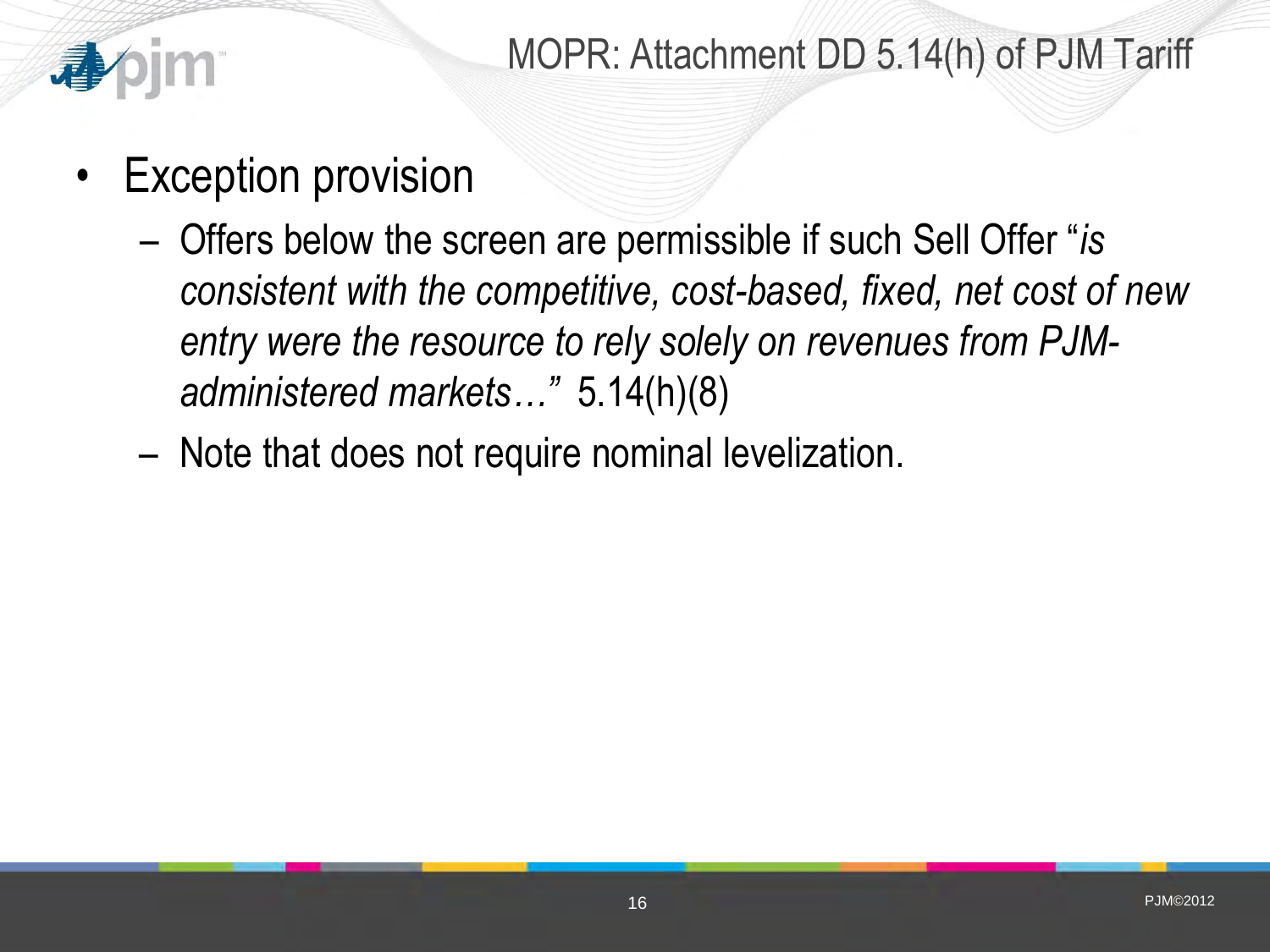# MOPR: Attachment DD 5.14(h) of PJM Tariff

- Exception provision
  - Offers below the screen are permissible if such Sell Offer "*is consistent with the competitive, cost-based, fixed, net cost of new entry were the resource to rely solely on revenues from PJM-administered markets…*" 5.14(h)(8)
  - Note that does not require nominal levelization.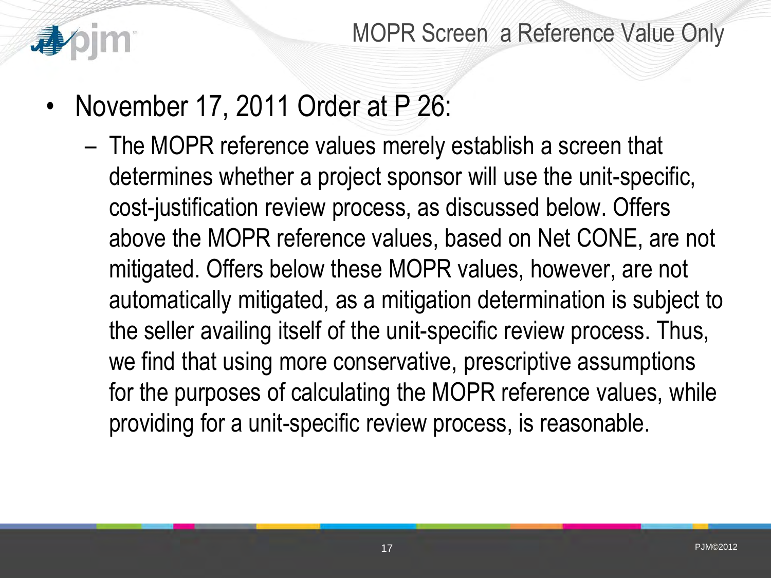# MOPR Screen a Reference Value Only

- November 17, 2011 Order at P 26:
  - The MOPR reference values merely establish a screen that determines whether a project sponsor will use the unit-specific, cost-justification review process, as discussed below. Offers above the MOPR reference values, based on Net CONE, are not mitigated. Offers below these MOPR values, however, are not automatically mitigated, as a mitigation determination is subject to the seller availing itself of the unit-specific review process. Thus, we find that using more conservative, prescriptive assumptions for the purposes of calculating the MOPR reference values, while providing for a unit-specific review process, is reasonable.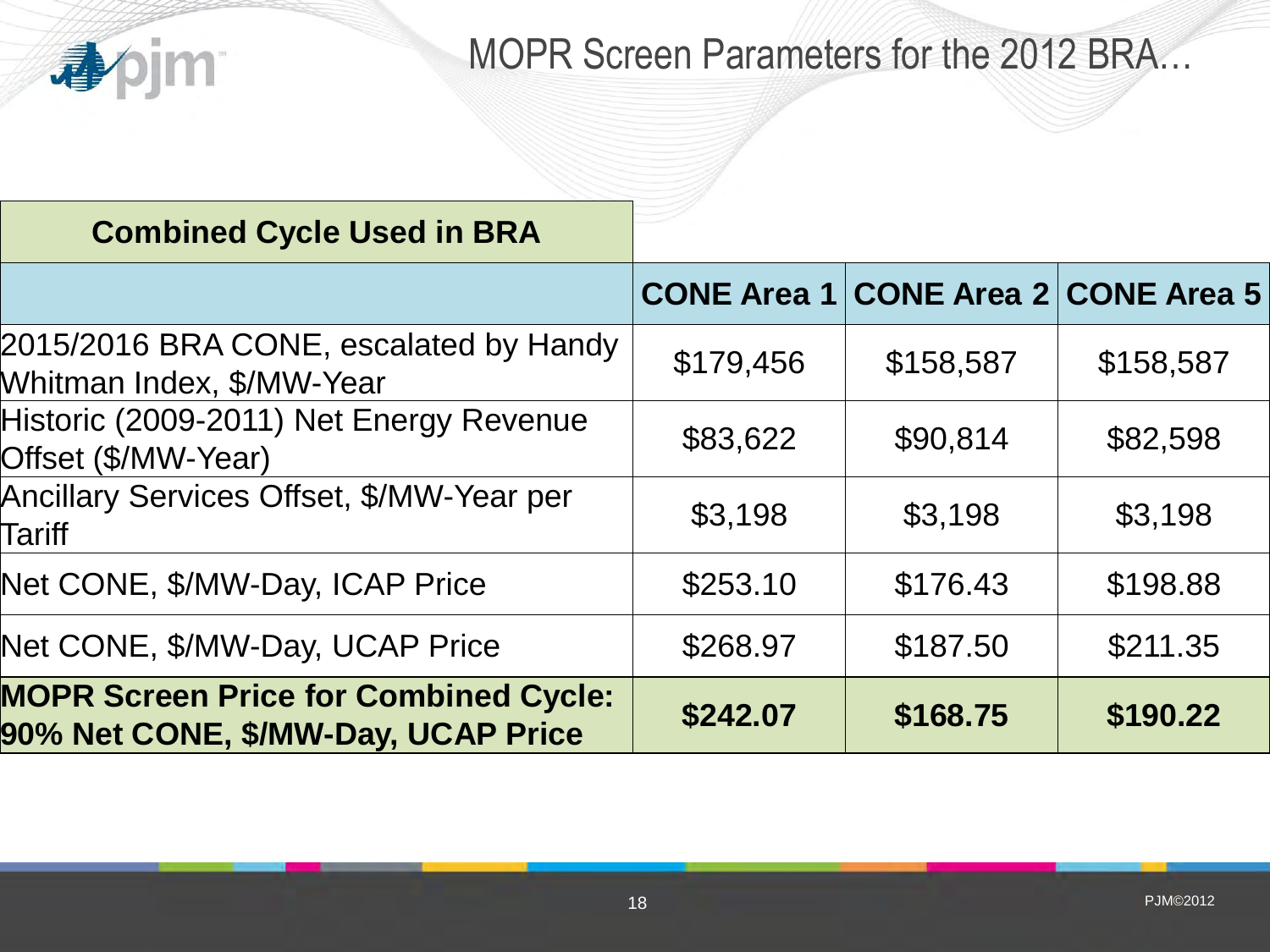# MOPR Screen Parameters for the 2012 BRA…

| **Combined Cycle Used in BRA** | | | |
|---|---|---|---|
| | **CONE Area 1** | **CONE Area 2** | **CONE Area 5** |
| 2015/2016 BRA CONE, escalated by Handy Whitman Index, $/MW-Year | $179,456 | $158,587 | $158,587 |
| Historic (2009-2011) Net Energy Revenue Offset ($/MW-Year) | $83,622 | $90,814 | $82,598 |
| Ancillary Services Offset, $/MW-Year per Tariff | $3,198 | $3,198 | $3,198 |
| Net CONE, $/MW-Day, ICAP Price | $253.10 | $176.43 | $198.88 |
| Net CONE, $/MW-Day, UCAP Price | $268.97 | $187.50 | $211.35 |
| **MOPR Screen Price for Combined Cycle: 90% Net CONE, $/MW-Day, UCAP Price** | **$242.07** | **$168.75** | **$190.22** |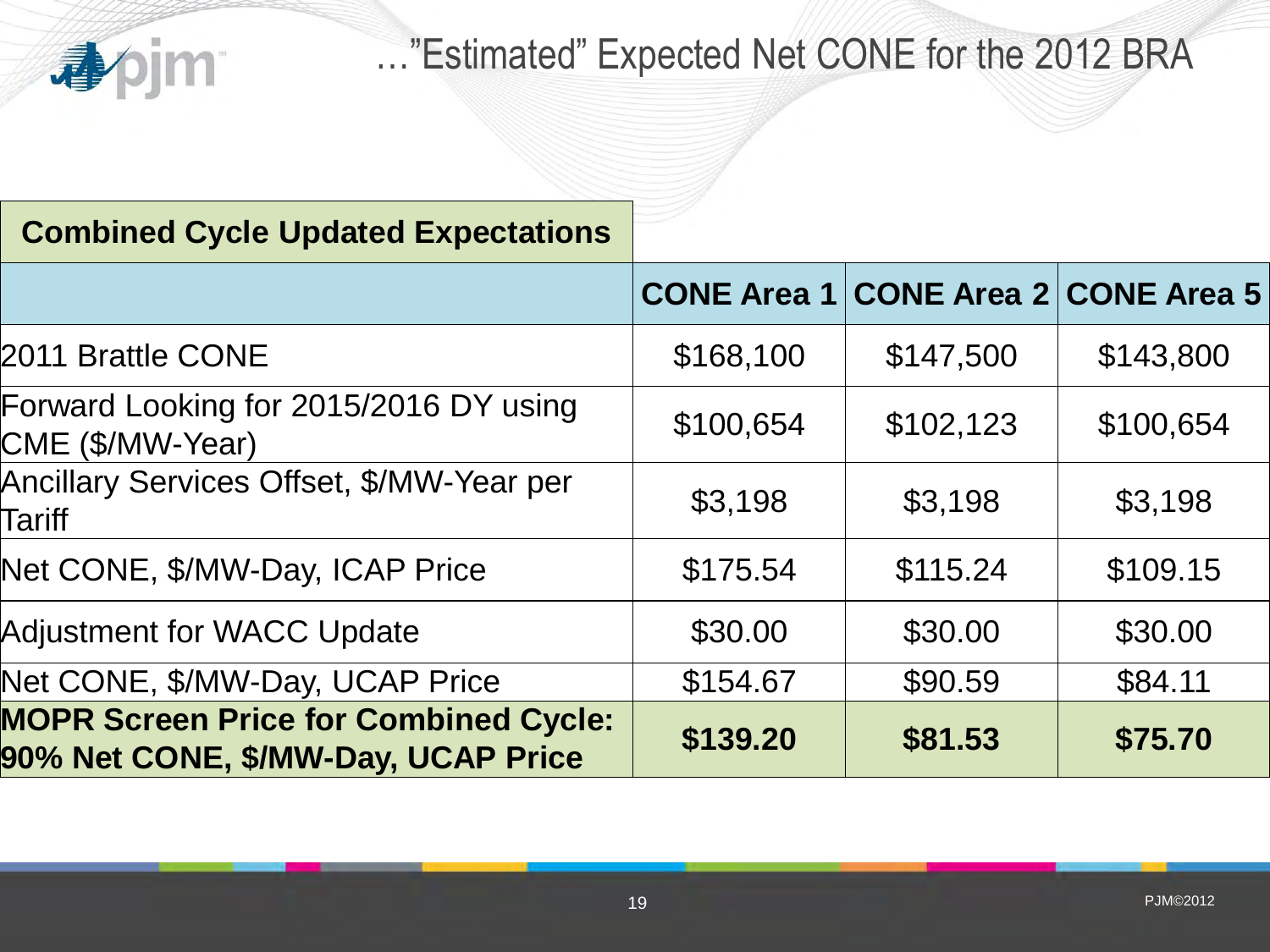# …"Estimated" Expected Net CONE for the 2012 BRA

| Combined Cycle Updated Expectations | CONE Area 1 | CONE Area 2 | CONE Area 5 |
|---|---|---|---|
| 2011 Brattle CONE | $168,100 | $147,500 | $143,800 |
| Forward Looking for 2015/2016 DY using CME ($/MW-Year) | $100,654 | $102,123 | $100,654 |
| Ancillary Services Offset, $/MW-Year per Tariff | $3,198 | $3,198 | $3,198 |
| Net CONE, $/MW-Day, ICAP Price | $175.54 | $115.24 | $109.15 |
| Adjustment for WACC Update | $30.00 | $30.00 | $30.00 |
| Net CONE, $/MW-Day, UCAP Price | $154.67 | $90.59 | $84.11 |
| **MOPR Screen Price for Combined Cycle: 90% Net CONE, $/MW-Day, UCAP Price** | **$139.20** | **$81.53** | **$75.70** |